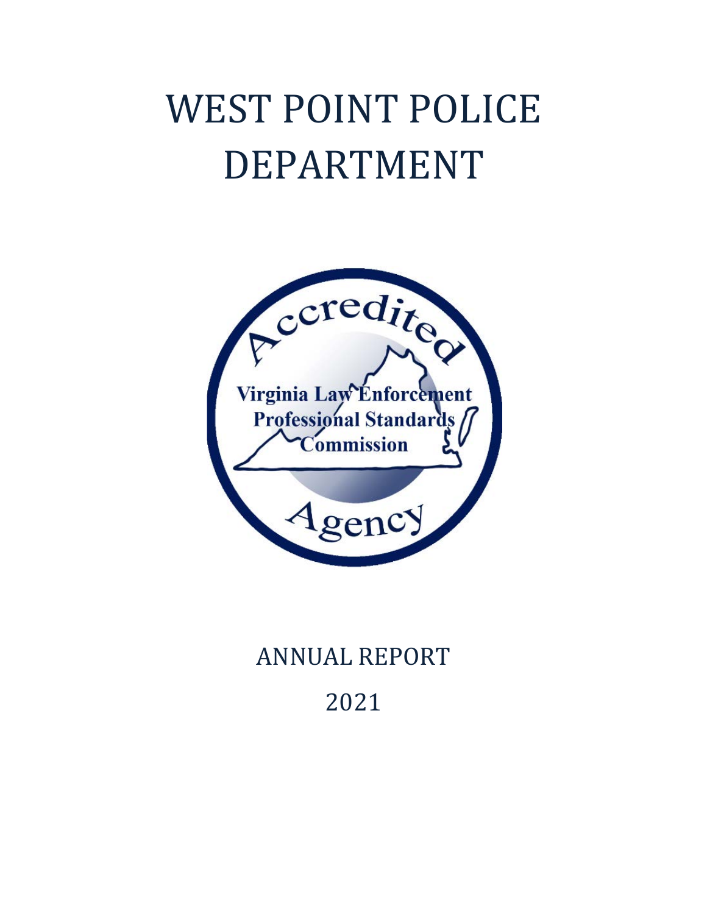# WEST POINT POLICE DEPARTMENT

Accredited

Virginia Law Enforcement Professional Standards Commission

Agency

ANNUAL REPORT

2021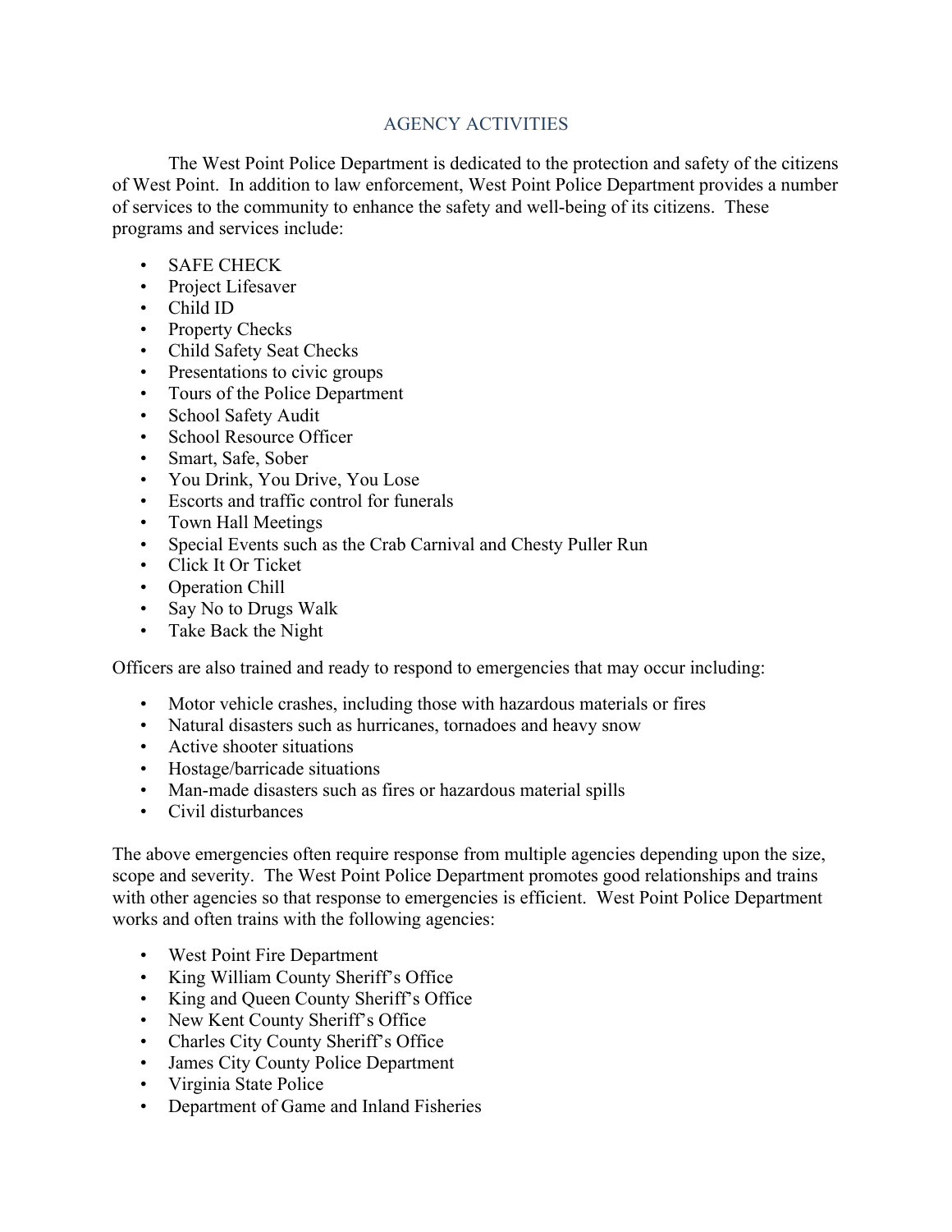# AGENCY ACTIVITIES

The West Point Police Department is dedicated to the protection and safety of the citizens of West Point. In addition to law enforcement, West Point Police Department provides a number of services to the community to enhance the safety and well-being of its citizens. These programs and services include:

- SAFE CHECK
- Project Lifesaver
- Child ID
- Property Checks
- Child Safety Seat Checks
- Presentations to civic groups
- Tours of the Police Department
- School Safety Audit
- School Resource Officer
- Smart, Safe, Sober
- You Drink, You Drive, You Lose
- Escorts and traffic control for funerals
- Town Hall Meetings
- Special Events such as the Crab Carnival and Chesty Puller Run
- Click It Or Ticket
- Operation Chill
- Say No to Drugs Walk
- Take Back the Night

Officers are also trained and ready to respond to emergencies that may occur including:

- Motor vehicle crashes, including those with hazardous materials or fires
- Natural disasters such as hurricanes, tornadoes and heavy snow
- Active shooter situations
- Hostage/barricade situations
- Man-made disasters such as fires or hazardous material spills
- Civil disturbances

The above emergencies often require response from multiple agencies depending upon the size, scope and severity. The West Point Police Department promotes good relationships and trains with other agencies so that response to emergencies is efficient. West Point Police Department works and often trains with the following agencies:

- West Point Fire Department
- King William County Sheriff's Office
- King and Queen County Sheriff's Office
- New Kent County Sheriff's Office
- Charles City County Sheriff's Office
- James City County Police Department
- Virginia State Police
- Department of Game and Inland Fisheries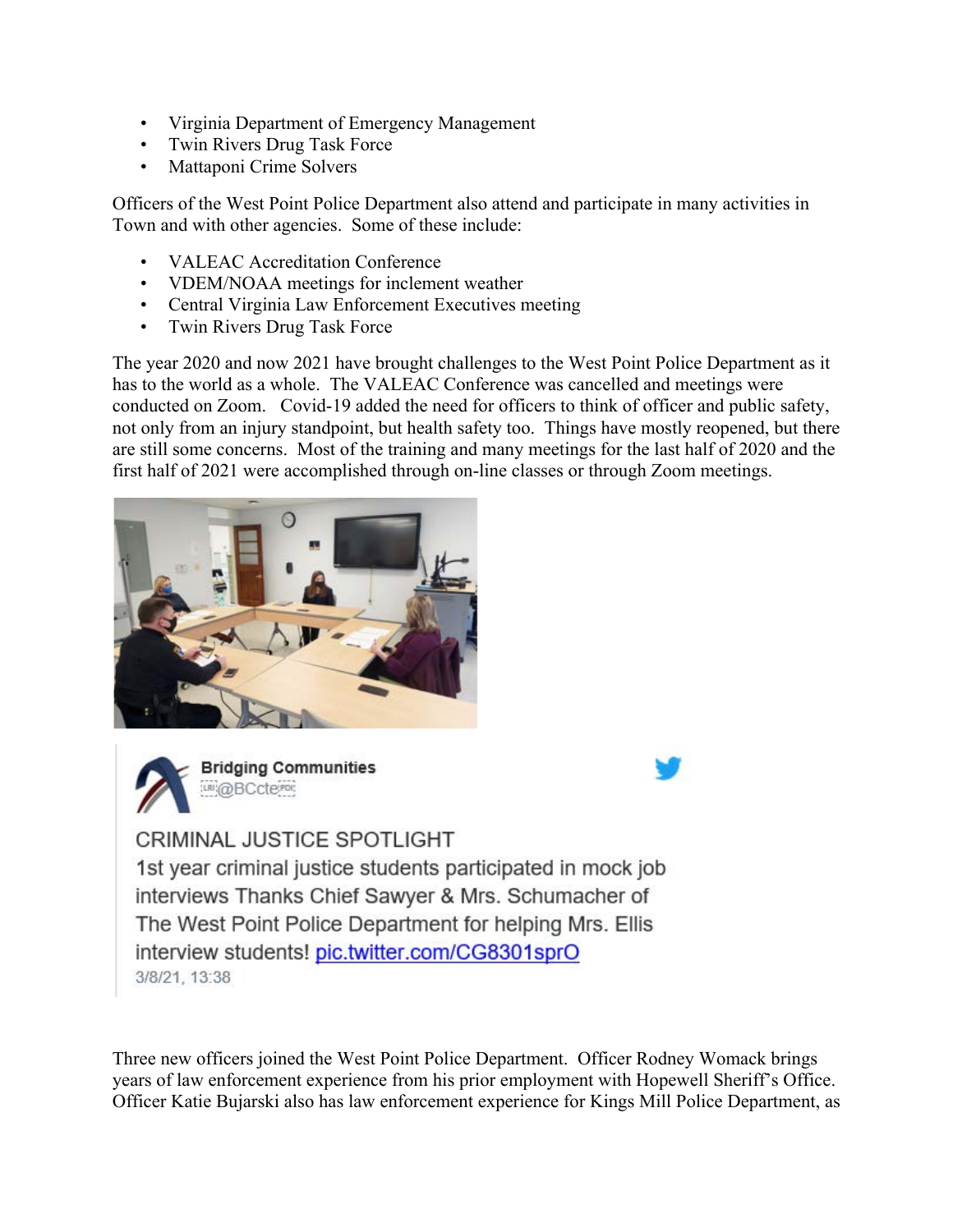- Virginia Department of Emergency Management
- Twin Rivers Drug Task Force
- Mattaponi Crime Solvers

Officers of the West Point Police Department also attend and participate in many activities in Town and with other agencies. Some of these include:

- VALEAC Accreditation Conference
- VDEM/NOAA meetings for inclement weather
- Central Virginia Law Enforcement Executives meeting
- Twin Rivers Drug Task Force

The year 2020 and now 2021 have brought challenges to the West Point Police Department as it has to the world as a whole. The VALEAC Conference was cancelled and meetings were conducted on Zoom. Covid-19 added the need for officers to think of officer and public safety, not only from an injury standpoint, but health safety too. Things have mostly reopened, but there are still some concerns. Most of the training and many meetings for the last half of 2020 and the first half of 2021 were accomplished through on-line classes or through Zoom meetings.

**Bridging Communities**
@BCcte

CRIMINAL JUSTICE SPOTLIGHT
1st year criminal justice students participated in mock job interviews Thanks Chief Sawyer & Mrs. Schumacher of The West Point Police Department for helping Mrs. Ellis interview students! pic.twitter.com/CG8301sprO
3/8/21, 13:38

Three new officers joined the West Point Police Department. Officer Rodney Womack brings years of law enforcement experience from his prior employment with Hopewell Sheriff's Office. Officer Katie Bujarski also has law enforcement experience for Kings Mill Police Department, as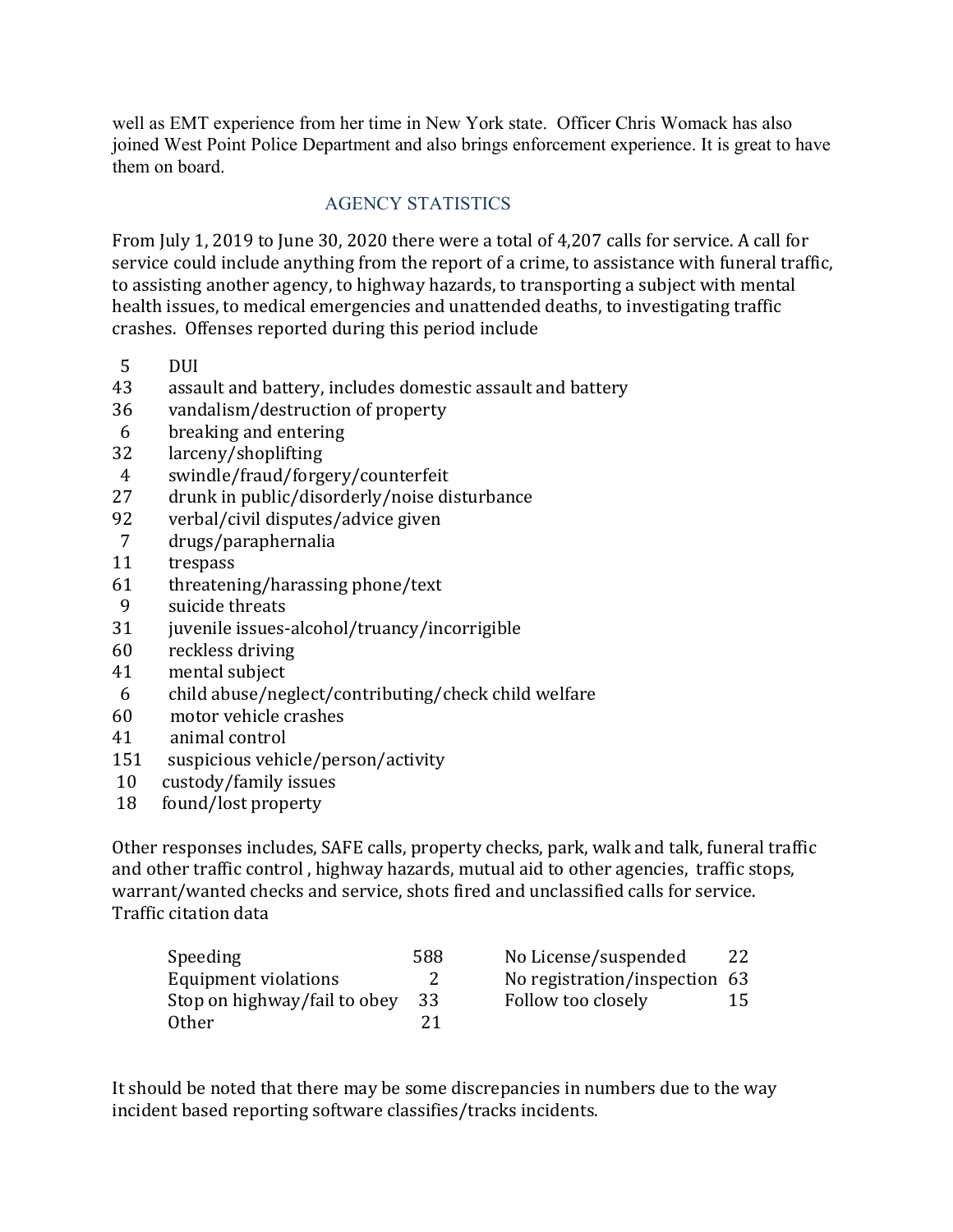well as EMT experience from her time in New York state. Officer Chris Womack has also joined West Point Police Department and also brings enforcement experience. It is great to have them on board.

## AGENCY STATISTICS

From July 1, 2019 to June 30, 2020 there were a total of 4,207 calls for service. A call for service could include anything from the report of a crime, to assistance with funeral traffic, to assisting another agency, to highway hazards, to transporting a subject with mental health issues, to medical emergencies and unattended deaths, to investigating traffic crashes. Offenses reported during this period include

| | |
|---|---|
| 5 | DUI |
| 43 | assault and battery, includes domestic assault and battery |
| 36 | vandalism/destruction of property |
| 6 | breaking and entering |
| 32 | larceny/shoplifting |
| 4 | swindle/fraud/forgery/counterfeit |
| 27 | drunk in public/disorderly/noise disturbance |
| 92 | verbal/civil disputes/advice given |
| 7 | drugs/paraphernalia |
| 11 | trespass |
| 61 | threatening/harassing phone/text |
| 9 | suicide threats |
| 31 | juvenile issues-alcohol/truancy/incorrigible |
| 60 | reckless driving |
| 41 | mental subject |
| 6 | child abuse/neglect/contributing/check child welfare |
| 60 | motor vehicle crashes |
| 41 | animal control |
| 151 | suspicious vehicle/person/activity |
| 10 | custody/family issues |
| 18 | found/lost property |

Other responses includes, SAFE calls, property checks, park, walk and talk, funeral traffic and other traffic control , highway hazards, mutual aid to other agencies, traffic stops, warrant/wanted checks and service, shots fired and unclassified calls for service.

Traffic citation data

| | | | |
|---|---|---|---|
| Speeding | 588 | No License/suspended | 22 |
| Equipment violations | 2 | No registration/inspection | 63 |
| Stop on highway/fail to obey | 33 | Follow too closely | 15 |
| Other | 21 | | |

It should be noted that there may be some discrepancies in numbers due to the way incident based reporting software classifies/tracks incidents.